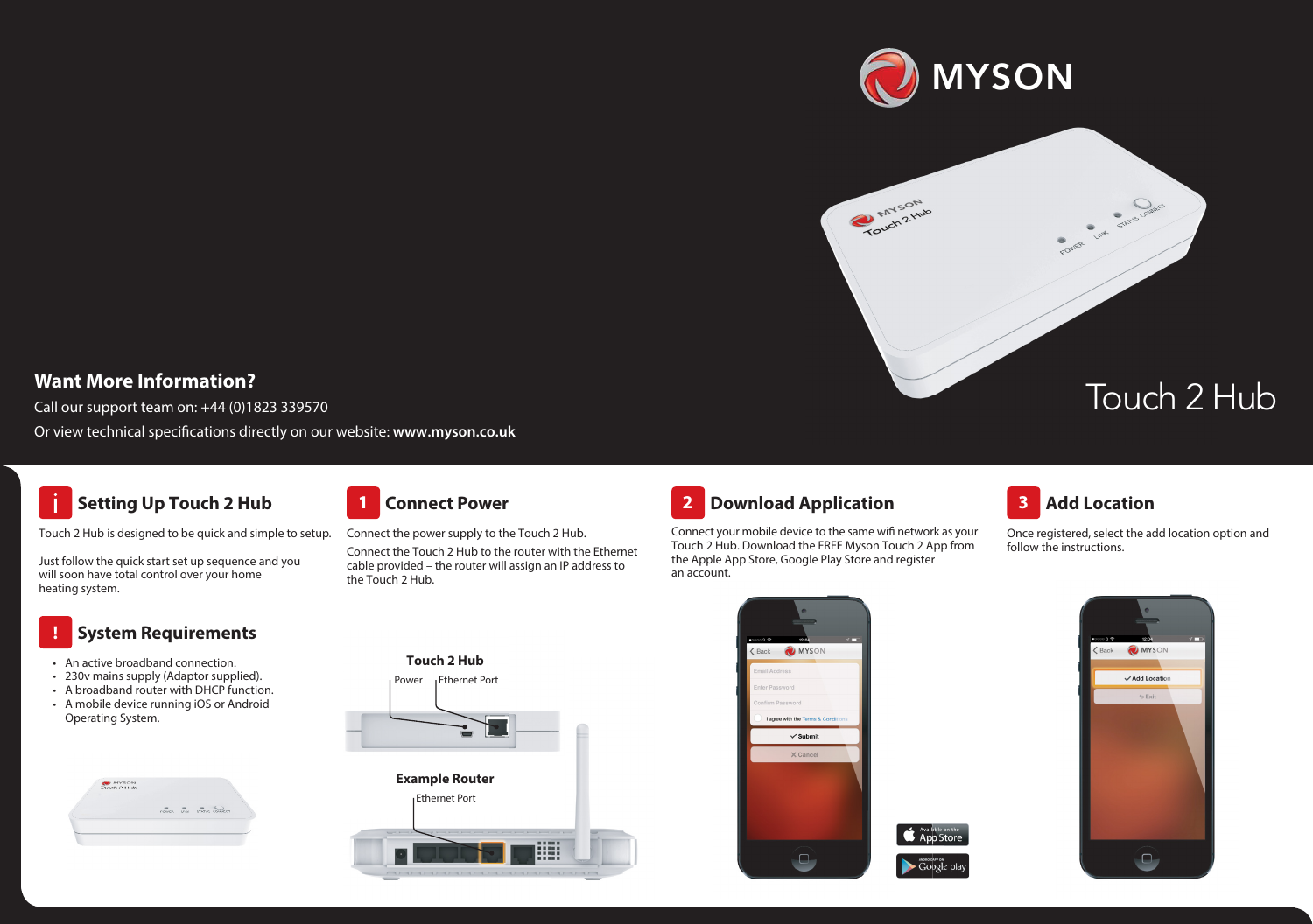# MYSON

# Touch 2 Hub

## Want More Information?

Call our support team on: +44 (0)1823 339570

Or view technical specifications directly on our website: **www.myson.co.uk**

## i Setting Up Touch 2 Hub

Touch 2 Hub is designed to be quick and simple to setup.

Just follow the quick start set up sequence and you will soon have total control over your home heating system.

## ! System Requirements

- An active broadband connection.
- 230v mains supply (Adaptor supplied).
- A broadband router with DHCP function.
- A mobile device running iOS or Android Operating System.

## 1 Connect Power

Connect the power supply to the Touch 2 Hub.

Connect the Touch 2 Hub to the router with the Ethernet cable provided – the router will assign an IP address to the Touch 2 Hub.

**Touch 2 Hub**

Power — Ethernet Port

**Example Router**

Ethernet Port

## 2 Download Application

Connect your mobile device to the same wifi network as your Touch 2 Hub. Download the FREE Myson Touch 2 App from the Apple App Store, Google Play Store and register an account.

## 3 Add Location

Once registered, select the add location option and follow the instructions.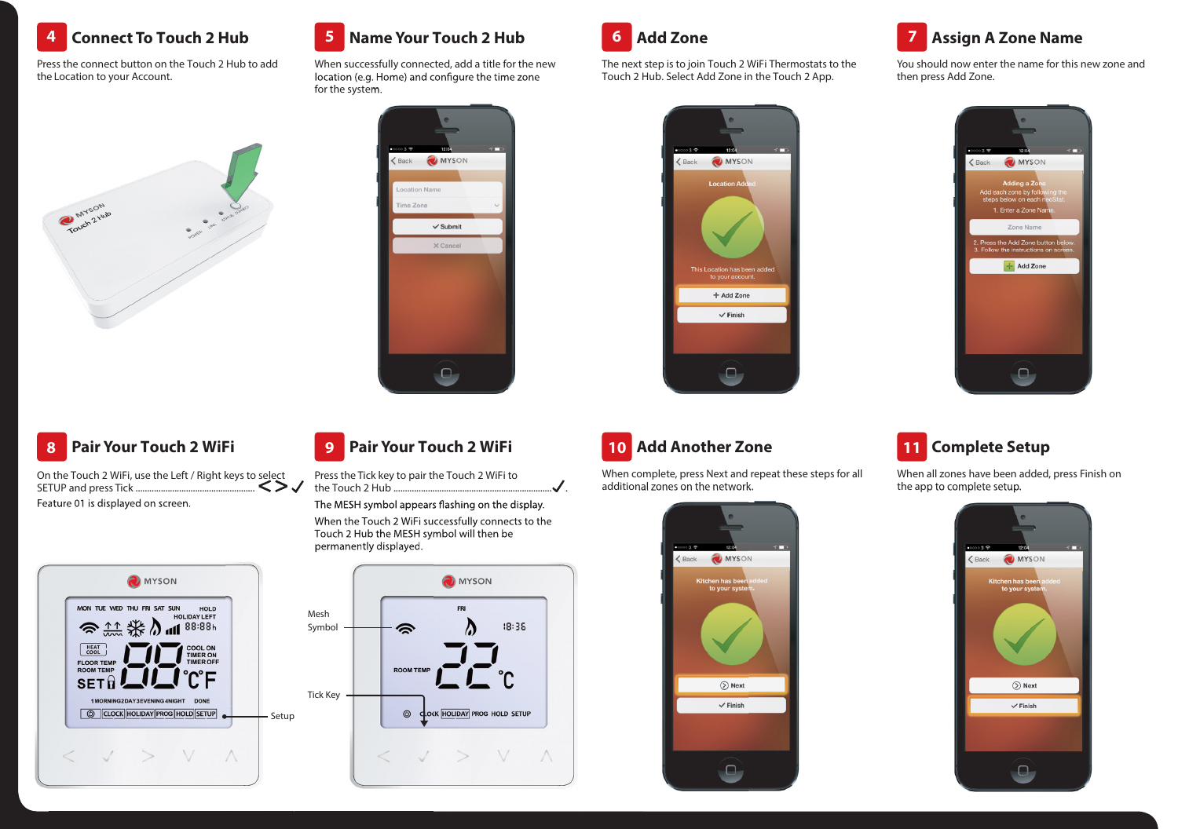## 4 Connect To Touch 2 Hub

Press the connect button on the Touch 2 Hub to add the Location to your Account.

## 5 Name Your Touch 2 Hub

When successfully connected, add a title for the new location (e.g. Home) and configure the time zone for the system.

## 6 Add Zone

The next step is to join Touch 2 WiFi Thermostats to the Touch 2 Hub. Select Add Zone in the Touch 2 App.

## 7 Assign A Zone Name

You should now enter the name for this new zone and then press Add Zone.

## 8 Pair Your Touch 2 WiFi

On the Touch 2 WiFi, use the Left / Right keys to select SETUP and press Tick .................................................. < > ✓

Feature 01 is displayed on screen.

Setup

## 9 Pair Your Touch 2 WiFi

Press the Tick key to pair the Touch 2 WiFi to the Touch 2 Hub ................................................................ ✓.

The MESH symbol appears flashing on the display.

When the Touch 2 WiFi successfully connects to the Touch 2 Hub the MESH symbol will then be permanently displayed.

Mesh Symbol

Tick Key

## 10 Add Another Zone

When complete, press Next and repeat these steps for all additional zones on the network.

## 11 Complete Setup

When all zones have been added, press Finish on the app to complete setup.